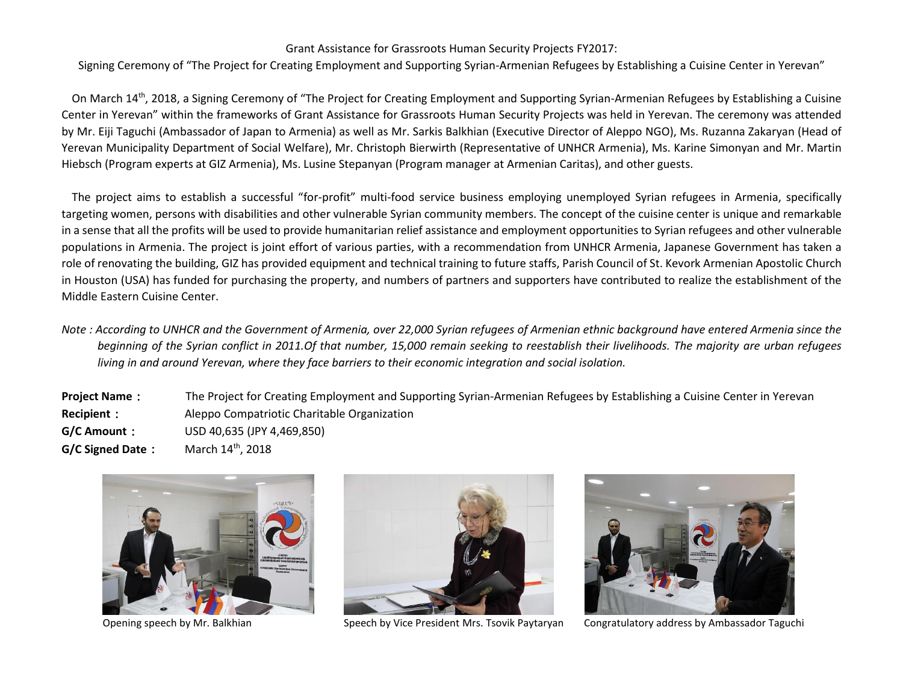Grant Assistance for Grassroots Human Security Projects FY2017:

Signing Ceremony of "The Project for Creating Employment and Supporting Syrian-Armenian Refugees by Establishing a Cuisine Center in Yerevan"

On March 14th, 2018, a Signing Ceremony of "The Project for Creating Employment and Supporting Syrian-Armenian Refugees by Establishing a Cuisine Center in Yerevan" within the frameworks of Grant Assistance for Grassroots Human Security Projects was held in Yerevan. The ceremony was attended by Mr. Eiji Taguchi (Ambassador of Japan to Armenia) as well as Mr. Sarkis Balkhian (Executive Director of Aleppo NGO), Ms. Ruzanna Zakaryan (Head of Yerevan Municipality Department of Social Welfare), Mr. Christoph Bierwirth (Representative of UNHCR Armenia), Ms. Karine Simonyan and Mr. Martin Hiebsch (Program experts at GIZ Armenia), Ms. Lusine Stepanyan (Program manager at Armenian Caritas), and other guests.

The project aims to establish a successful "for-profit" multi-food service business employing unemployed Syrian refugees in Armenia, specifically targeting women, persons with disabilities and other vulnerable Syrian community members. The concept of the cuisine center is unique and remarkable in a sense that all the profits will be used to provide humanitarian relief assistance and employment opportunities to Syrian refugees and other vulnerable populations in Armenia. The project is joint effort of various parties, with a recommendation from UNHCR Armenia, Japanese Government has taken a role of renovating the building, GIZ has provided equipment and technical training to future staffs, Parish Council of St. Kevork Armenian Apostolic Church in Houston (USA) has funded for purchasing the property, and numbers of partners and supporters have contributed to realize the establishment of the Middle Eastern Cuisine Center.

*Note : According to UNHCR and the Government of Armenia, over 22,000 Syrian refugees of Armenian ethnic background have entered Armenia since the beginning of the Syrian conflict in 2011.Of that number, 15,000 remain seeking to reestablish their livelihoods. The majority are urban refugees living in and around Yerevan, where they face barriers to their economic integration and social isolation.*

**Project Name：** The Project for Creating Employment and Supporting Syrian-Armenian Refugees by Establishing a Cuisine Center in Yerevan

**Recipient：** Aleppo Compatriotic Charitable Organization

**G/C Amount：** USD 40,635 (JPY 4,469,850)

**G/C Signed Date：** March 14th, 2018

Opening speech by Mr. Balkhian

Speech by Vice President Mrs. Tsovik Paytaryan

Congratulatory address by Ambassador Taguchi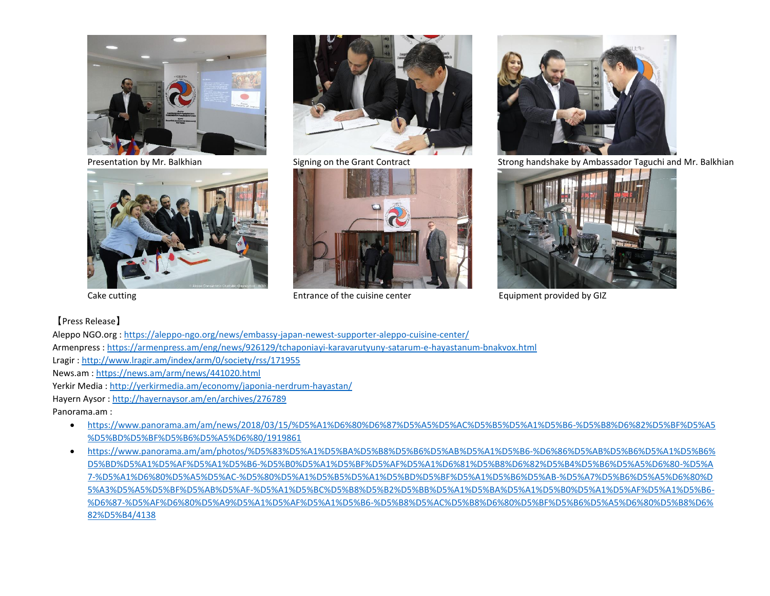Presentation by Mr. Balkhian

Signing on the Grant Contract

Strong handshake by Ambassador Taguchi and Mr. Balkhian

Cake cutting

Entrance of the cuisine center

Equipment provided by GIZ

【Press Release】

Aleppo NGO.org : https://aleppo-ngo.org/news/embassy-japan-newest-supporter-aleppo-cuisine-center/

Armenpress : https://armenpress.am/eng/news/926129/tchaponiayi-karavarutyuny-satarum-e-hayastanum-bnakvox.html

Lragir : http://www.lragir.am/index/arm/0/society/rss/171955

News.am : https://news.am/arm/news/441020.html

Yerkir Media : http://yerkirmedia.am/economy/japonia-nerdrum-hayastan/

Hayern Aysor : http://hayernaysor.am/en/archives/276789

Panorama.am :

- https://www.panorama.am/am/news/2018/03/15/%D5%A1%D6%80%D6%87%D5%A5%D5%AC%D5%B5%D5%A1%D5%B6-%D5%B8%D6%82%D5%BF%D5%A5%D5%BD%D5%BF%D5%B6%D5%A5%D6%80/1919861
- https://www.panorama.am/am/photos/%D5%83%D5%A1%D5%BA%D5%B8%D5%B6%D5%AB%D5%A1%D5%B6-%D6%86%D5%AB%D5%B6%D5%A1%D5%B6%D5%BD%D5%A1%D5%AF%D5%A1%D5%B6-%D5%B0%D5%A1%D5%BF%D5%AF%D5%A1%D6%81%D5%B8%D6%82%D5%B4%D5%B6%D5%A5%D6%80-%D5%A7-%D5%A1%D6%80%D5%A5%D5%AC-%D5%80%D5%A1%D5%B5%D5%A1%D5%BD%D5%BF%D5%A1%D5%B6%D5%AB-%D5%A7%D5%B6%D5%A5%D6%80%D5%A3%D5%A5%D5%BF%D5%AB%D5%AF-%D5%A1%D5%BC%D5%B8%D5%B2%D5%BB%D5%A1%D5%BA%D5%A1%D5%B0%D5%A1%D5%AF%D5%A1%D5%B6-%D6%87-%D5%AF%D6%80%D5%A9%D5%A1%D5%AF%D5%A1%D5%B6-%D5%B8%D5%AC%D5%B8%D6%80%D5%BF%D5%B6%D5%A5%D6%80%D5%B8%D6%82%D5%B4/4138